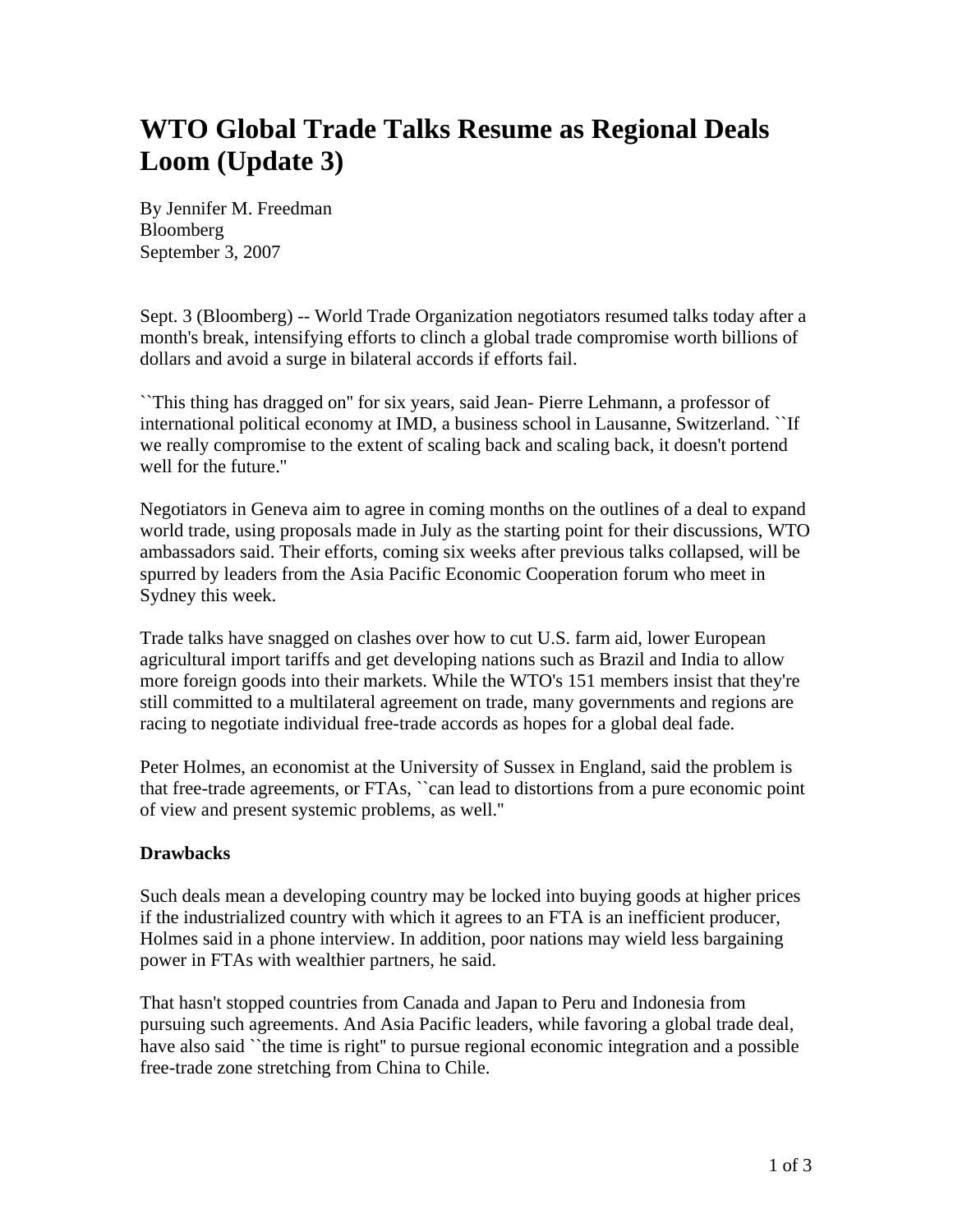# WTO Global Trade Talks Resume as Regional Deals Loom (Update 3)

By Jennifer M. Freedman
Bloomberg
September 3, 2007

Sept. 3 (Bloomberg) -- World Trade Organization negotiators resumed talks today after a month's break, intensifying efforts to clinch a global trade compromise worth billions of dollars and avoid a surge in bilateral accords if efforts fail.

``This thing has dragged on'' for six years, said Jean- Pierre Lehmann, a professor of international political economy at IMD, a business school in Lausanne, Switzerland. ``If we really compromise to the extent of scaling back and scaling back, it doesn't portend well for the future.''

Negotiators in Geneva aim to agree in coming months on the outlines of a deal to expand world trade, using proposals made in July as the starting point for their discussions, WTO ambassadors said. Their efforts, coming six weeks after previous talks collapsed, will be spurred by leaders from the Asia Pacific Economic Cooperation forum who meet in Sydney this week.

Trade talks have snagged on clashes over how to cut U.S. farm aid, lower European agricultural import tariffs and get developing nations such as Brazil and India to allow more foreign goods into their markets. While the WTO's 151 members insist that they're still committed to a multilateral agreement on trade, many governments and regions are racing to negotiate individual free-trade accords as hopes for a global deal fade.

Peter Holmes, an economist at the University of Sussex in England, said the problem is that free-trade agreements, or FTAs, ``can lead to distortions from a pure economic point of view and present systemic problems, as well.''

**Drawbacks**

Such deals mean a developing country may be locked into buying goods at higher prices if the industrialized country with which it agrees to an FTA is an inefficient producer, Holmes said in a phone interview. In addition, poor nations may wield less bargaining power in FTAs with wealthier partners, he said.

That hasn't stopped countries from Canada and Japan to Peru and Indonesia from pursuing such agreements. And Asia Pacific leaders, while favoring a global trade deal, have also said ``the time is right'' to pursue regional economic integration and a possible free-trade zone stretching from China to Chile.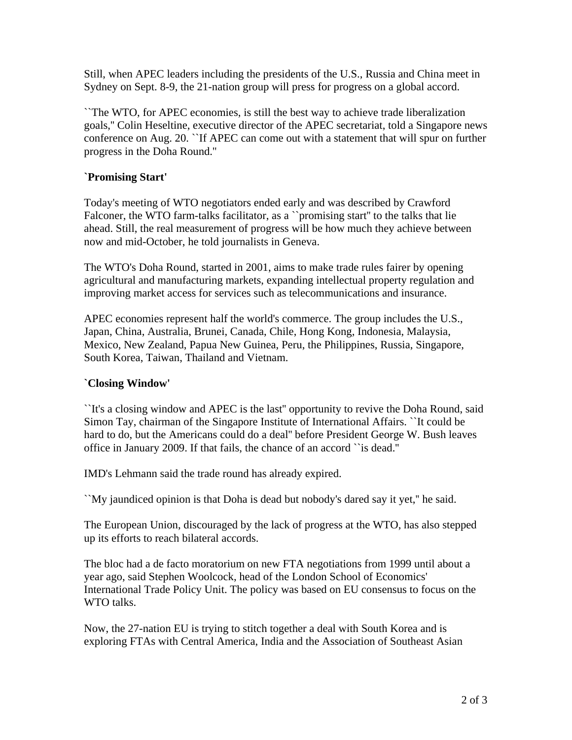Still, when APEC leaders including the presidents of the U.S., Russia and China meet in Sydney on Sept. 8-9, the 21-nation group will press for progress on a global accord.

``The WTO, for APEC economies, is still the best way to achieve trade liberalization goals,'' Colin Heseltine, executive director of the APEC secretariat, told a Singapore news conference on Aug. 20. ``If APEC can come out with a statement that will spur on further progress in the Doha Round.''

**`Promising Start'**

Today's meeting of WTO negotiators ended early and was described by Crawford Falconer, the WTO farm-talks facilitator, as a ``promising start'' to the talks that lie ahead. Still, the real measurement of progress will be how much they achieve between now and mid-October, he told journalists in Geneva.

The WTO's Doha Round, started in 2001, aims to make trade rules fairer by opening agricultural and manufacturing markets, expanding intellectual property regulation and improving market access for services such as telecommunications and insurance.

APEC economies represent half the world's commerce. The group includes the U.S., Japan, China, Australia, Brunei, Canada, Chile, Hong Kong, Indonesia, Malaysia, Mexico, New Zealand, Papua New Guinea, Peru, the Philippines, Russia, Singapore, South Korea, Taiwan, Thailand and Vietnam.

**`Closing Window'**

``It's a closing window and APEC is the last'' opportunity to revive the Doha Round, said Simon Tay, chairman of the Singapore Institute of International Affairs. ``It could be hard to do, but the Americans could do a deal'' before President George W. Bush leaves office in January 2009. If that fails, the chance of an accord ``is dead.''

IMD's Lehmann said the trade round has already expired.

``My jaundiced opinion is that Doha is dead but nobody's dared say it yet,'' he said.

The European Union, discouraged by the lack of progress at the WTO, has also stepped up its efforts to reach bilateral accords.

The bloc had a de facto moratorium on new FTA negotiations from 1999 until about a year ago, said Stephen Woolcock, head of the London School of Economics' International Trade Policy Unit. The policy was based on EU consensus to focus on the WTO talks.

Now, the 27-nation EU is trying to stitch together a deal with South Korea and is exploring FTAs with Central America, India and the Association of Southeast Asian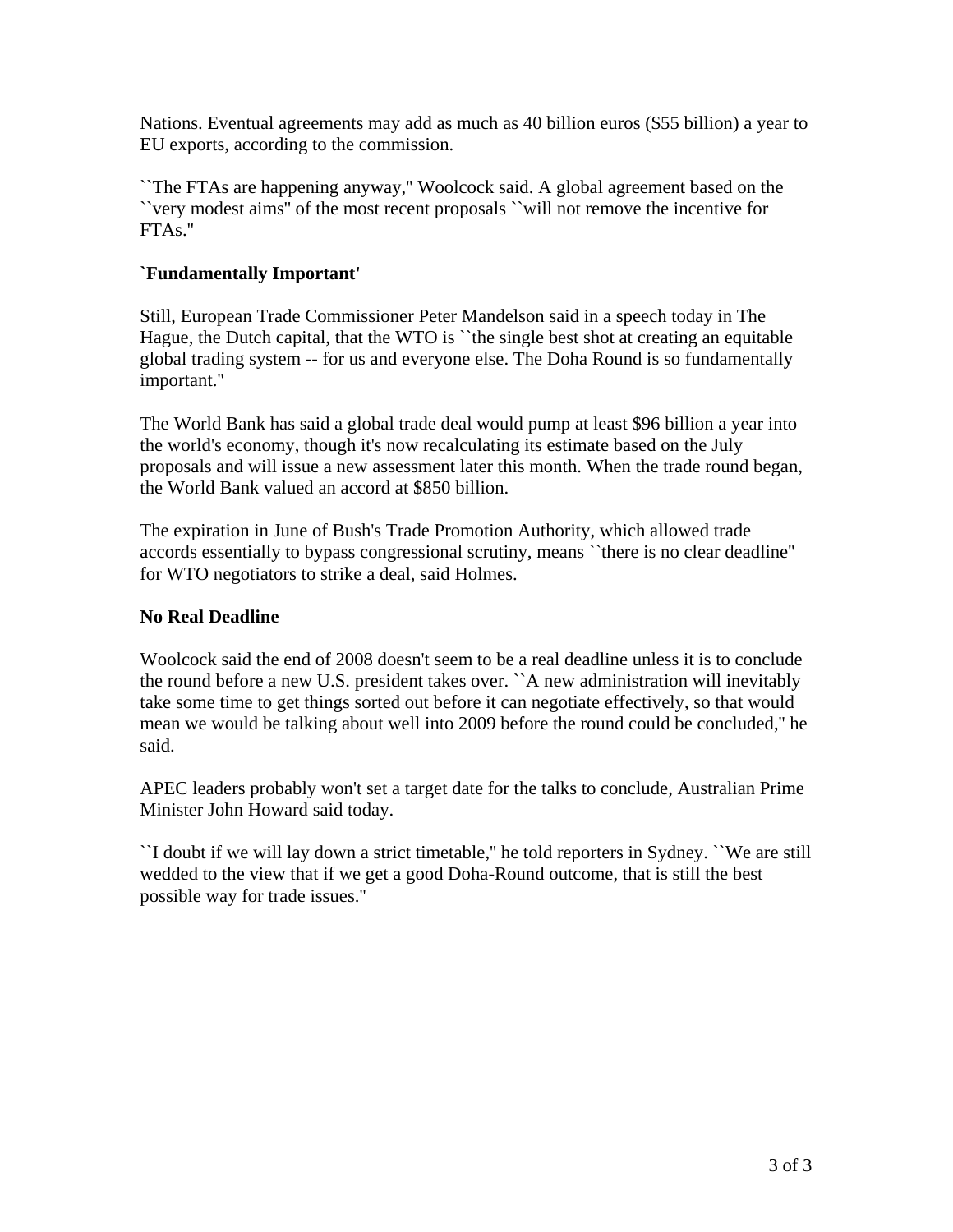Nations. Eventual agreements may add as much as 40 billion euros ($55 billion) a year to EU exports, according to the commission.

``The FTAs are happening anyway,'' Woolcock said. A global agreement based on the ``very modest aims'' of the most recent proposals ``will not remove the incentive for FTAs.''

### `Fundamentally Important'

Still, European Trade Commissioner Peter Mandelson said in a speech today in The Hague, the Dutch capital, that the WTO is ``the single best shot at creating an equitable global trading system -- for us and everyone else. The Doha Round is so fundamentally important.''

The World Bank has said a global trade deal would pump at least $96 billion a year into the world's economy, though it's now recalculating its estimate based on the July proposals and will issue a new assessment later this month. When the trade round began, the World Bank valued an accord at $850 billion.

The expiration in June of Bush's Trade Promotion Authority, which allowed trade accords essentially to bypass congressional scrutiny, means ``there is no clear deadline'' for WTO negotiators to strike a deal, said Holmes.

### No Real Deadline

Woolcock said the end of 2008 doesn't seem to be a real deadline unless it is to conclude the round before a new U.S. president takes over. ``A new administration will inevitably take some time to get things sorted out before it can negotiate effectively, so that would mean we would be talking about well into 2009 before the round could be concluded,'' he said.

APEC leaders probably won't set a target date for the talks to conclude, Australian Prime Minister John Howard said today.

``I doubt if we will lay down a strict timetable,'' he told reporters in Sydney. ``We are still wedded to the view that if we get a good Doha-Round outcome, that is still the best possible way for trade issues.''